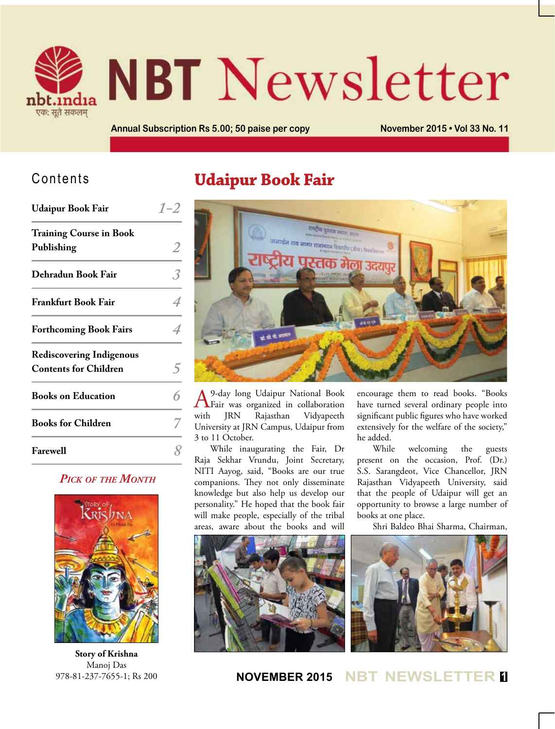# NBT Newsletter

nbt.india

एकः सूते सकलम्

Annual Subscription Rs 5.00; 50 paise per copy

November 2015 • Vol 33 No. 11

## Contents

| | |
|---|---|
| Udaipur Book Fair | 1–2 |
| Training Course in Book Publishing | 2 |
| Dehradun Book Fair | 3 |
| Frankfurt Book Fair | 4 |
| Forthcoming Book Fairs | 4 |
| Rediscovering Indigenous Contents for Children | 5 |
| Books on Education | 6 |
| Books for Children | 7 |
| Farewell | 8 |

### Pick of the Month

**Story of Krishna**
Manoj Das
978-81-237-7655-1; Rs 200

# Udaipur Book Fair

A 9-day long Udaipur National Book Fair was organized in collaboration with JRN Rajasthan Vidyapeeth University at JRN Campus, Udaipur from 3 to 11 October.

While inaugurating the Fair, Dr Raja Sekhar Vrundu, Joint Secretary, NITI Aayog, said, "Books are our true companions. They not only disseminate knowledge but also help us develop our personality." He hoped that the book fair will make people, especially of the tribal areas, aware about the books and will encourage them to read books. "Books have turned several ordinary people into significant public figures who have worked extensively for the welfare of the society," he added.

While welcoming the guests present on the occasion, Prof. (Dr.) S.S. Sarangdeot, Vice Chancellor, JRN Rajasthan Vidyapeeth University, said that the people of Udaipur will get an opportunity to browse a large number of books at one place.

Shri Baldeo Bhai Sharma, Chairman,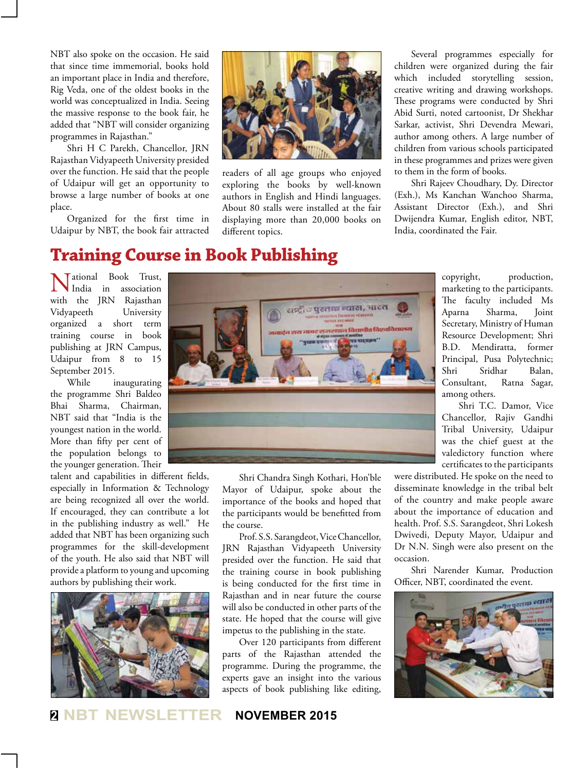NBT also spoke on the occasion. He said that since time immemorial, books hold an important place in India and therefore, Rig Veda, one of the oldest books in the world was conceptualized in India. Seeing the massive response to the book fair, he added that "NBT will consider organizing programmes in Rajasthan."

Shri H C Parekh, Chancellor, JRN Rajasthan Vidyapeeth University presided over the function. He said that the people of Udaipur will get an opportunity to browse a large number of books at one place.

Organized for the first time in Udaipur by NBT, the book fair attracted readers of all age groups who enjoyed exploring the books by well-known authors in English and Hindi languages. About 80 stalls were installed at the fair displaying more than 20,000 books on different topics.

Several programmes especially for children were organized during the fair which included storytelling session, creative writing and drawing workshops. These programs were conducted by Shri Abid Surti, noted cartoonist, Dr Shekhar Sarkar, activist, Shri Devendra Mewari, author among others. A large number of children from various schools participated in these programmes and prizes were given to them in the form of books.

Shri Rajeev Choudhary, Dy. Director (Exh.), Ms Kanchan Wanchoo Sharma, Assistant Director (Exh.), and Shri Dwijendra Kumar, English editor, NBT, India, coordinated the Fair.

# Training Course in Book Publishing

National Book Trust, India in association with the JRN Rajasthan Vidyapeeth University organized a short term training course in book publishing at JRN Campus, Udaipur from 8 to 15 September 2015.

While inaugurating the programme Shri Baldeo Bhai Sharma, Chairman, NBT said that "India is the youngest nation in the world. More than fifty per cent of the population belongs to the younger generation. Their talent and capabilities in different fields, especially in Information & Technology are being recognized all over the world. If encouraged, they can contribute a lot in the publishing industry as well." He added that NBT has been organizing such programmes for the skill-development of the youth. He also said that NBT will provide a platform to young and upcoming authors by publishing their work.

Shri Chandra Singh Kothari, Hon'ble Mayor of Udaipur, spoke about the importance of the books and hoped that the participants would be benefitted from the course.

Prof. S.S. Sarangdeot, Vice Chancellor, JRN Rajasthan Vidyapeeth University presided over the function. He said that the training course in book publishing is being conducted for the first time in Rajasthan and in near future the course will also be conducted in other parts of the state. He hoped that the course will give impetus to the publishing in the state.

Over 120 participants from different parts of the Rajasthan attended the programme. During the programme, the experts gave an insight into the various aspects of book publishing like editing, copyright, production, marketing to the participants. The faculty included Ms Aparna Sharma, Joint Secretary, Ministry of Human Resource Development; Shri B.D. Mendiratta, former Principal, Pusa Polytechnic; Shri Sridhar Balan, Consultant, Ratna Sagar, among others.

Shri T.C. Damor, Vice Chancellor, Rajiv Gandhi Tribal University, Udaipur was the chief guest at the valedictory function where certificates to the participants were distributed. He spoke on the need to disseminate knowledge in the tribal belt of the country and make people aware about the importance of education and health. Prof. S.S. Sarangdeot, Shri Lokesh Dwivedi, Deputy Mayor, Udaipur and Dr N.N. Singh were also present on the occasion.

Shri Narender Kumar, Production Officer, NBT, coordinated the event.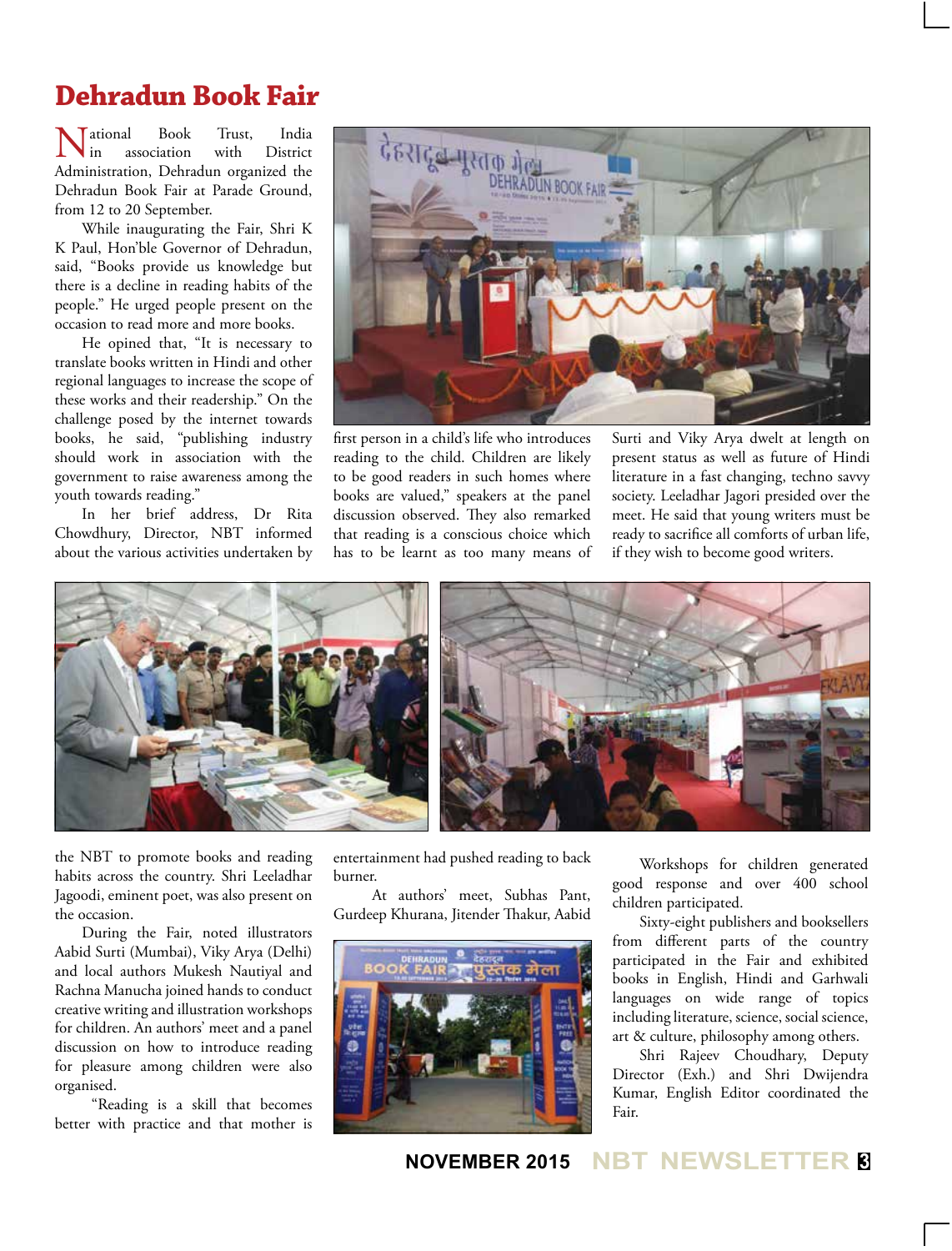# Dehradun Book Fair

National Book Trust, India in association with District Administration, Dehradun organized the Dehradun Book Fair at Parade Ground, from 12 to 20 September.

While inaugurating the Fair, Shri K K Paul, Hon'ble Governor of Dehradun, said, "Books provide us knowledge but there is a decline in reading habits of the people." He urged people present on the occasion to read more and more books.

He opined that, "It is necessary to translate books written in Hindi and other regional languages to increase the scope of these works and their readership." On the challenge posed by the internet towards books, he said, "publishing industry should work in association with the government to raise awareness among the youth towards reading."

In her brief address, Dr Rita Chowdhury, Director, NBT informed about the various activities undertaken by the NBT to promote books and reading habits across the country. Shri Leeladhar Jagoodi, eminent poet, was also present on the occasion.

During the Fair, noted illustrators Aabid Surti (Mumbai), Viky Arya (Delhi) and local authors Mukesh Nautiyal and Rachna Manucha joined hands to conduct creative writing and illustration workshops for children. An authors' meet and a panel discussion on how to introduce reading for pleasure among children were also organised.

"Reading is a skill that becomes better with practice and that mother is first person in a child's life who introduces reading to the child. Children are likely to be good readers in such homes where books are valued," speakers at the panel discussion observed. They also remarked that reading is a conscious choice which has to be learnt as too many means of entertainment had pushed reading to back burner.

At authors' meet, Subhas Pant, Gurdeep Khurana, Jitender Thakur, Aabid Surti and Viky Arya dwelt at length on present status as well as future of Hindi literature in a fast changing, techno savvy society. Leeladhar Jagori presided over the meet. He said that young writers must be ready to sacrifice all comforts of urban life, if they wish to become good writers.

Workshops for children generated good response and over 400 school children participated.

Sixty-eight publishers and booksellers from different parts of the country participated in the Fair and exhibited books in English, Hindi and Garhwali languages on wide range of topics including literature, science, social science, art & culture, philosophy among others.

Shri Rajeev Choudhary, Deputy Director (Exh.) and Shri Dwijendra Kumar, English Editor coordinated the Fair.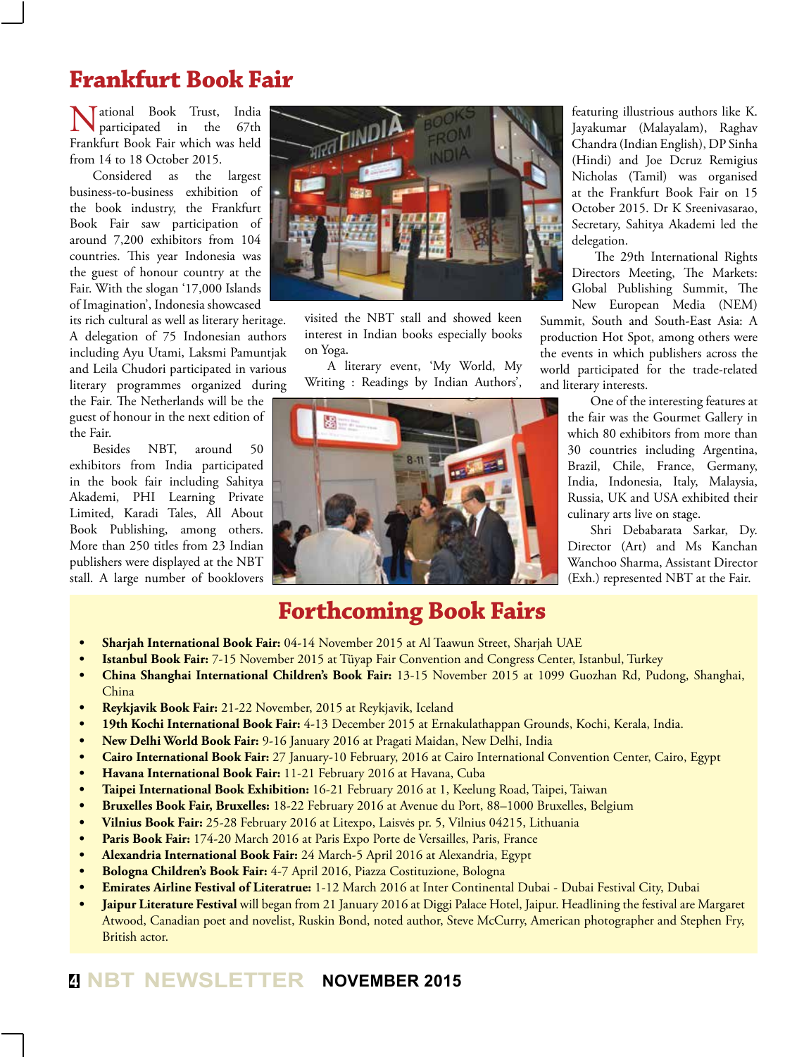# Frankfurt Book Fair

National Book Trust, India participated in the 67th Frankfurt Book Fair which was held from 14 to 18 October 2015.

Considered as the largest business-to-business exhibition of the book industry, the Frankfurt Book Fair saw participation of around 7,200 exhibitors from 104 countries. This year Indonesia was the guest of honour country at the Fair. With the slogan '17,000 Islands of Imagination', Indonesia showcased its rich cultural as well as literary heritage. A delegation of 75 Indonesian authors including Ayu Utami, Laksmi Pamuntjak and Leila Chudori participated in various literary programmes organized during the Fair. The Netherlands will be the guest of honour in the next edition of the Fair.

Besides NBT, around 50 exhibitors from India participated in the book fair including Sahitya Akademi, PHI Learning Private Limited, Karadi Tales, All About Book Publishing, among others. More than 250 titles from 23 Indian publishers were displayed at the NBT stall. A large number of booklovers visited the NBT stall and showed keen interest in Indian books especially books on Yoga.

A literary event, 'My World, My Writing : Readings by Indian Authors', featuring illustrious authors like K. Jayakumar (Malayalam), Raghav Chandra (Indian English), DP Sinha (Hindi) and Joe Dcruz Remigius Nicholas (Tamil) was organised at the Frankfurt Book Fair on 15 October 2015. Dr K Sreenivasarao, Secretary, Sahitya Akademi led the delegation.

The 29th International Rights Directors Meeting, The Markets: Global Publishing Summit, The New European Media (NEM) Summit, South and South-East Asia: A production Hot Spot, among others were the events in which publishers across the world participated for the trade-related and literary interests.

One of the interesting features at the fair was the Gourmet Gallery in which 80 exhibitors from more than 30 countries including Argentina, Brazil, Chile, France, Germany, India, Indonesia, Italy, Malaysia, Russia, UK and USA exhibited their culinary arts live on stage.

Shri Debabarata Sarkar, Dy. Director (Art) and Ms Kanchan Wanchoo Sharma, Assistant Director (Exh.) represented NBT at the Fair.

# Forthcoming Book Fairs

- **Sharjah International Book Fair:** 04-14 November 2015 at Al Taawun Street, Sharjah UAE
- **Istanbul Book Fair:** 7-15 November 2015 at Tüyap Fair Convention and Congress Center, Istanbul, Turkey
- **China Shanghai International Children's Book Fair:** 13-15 November 2015 at 1099 Guozhan Rd, Pudong, Shanghai, China
- **Reykjavik Book Fair:** 21-22 November, 2015 at Reykjavik, Iceland
- **19th Kochi International Book Fair:** 4-13 December 2015 at Ernakulathappan Grounds, Kochi, Kerala, India.
- **New Delhi World Book Fair:** 9-16 January 2016 at Pragati Maidan, New Delhi, India
- **Cairo International Book Fair:** 27 January-10 February, 2016 at Cairo International Convention Center, Cairo, Egypt
- **Havana International Book Fair:** 11-21 February 2016 at Havana, Cuba
- **Taipei International Book Exhibition:** 16-21 February 2016 at 1, Keelung Road, Taipei, Taiwan
- **Bruxelles Book Fair, Bruxelles:** 18-22 February 2016 at Avenue du Port, 88–1000 Bruxelles, Belgium
- **Vilnius Book Fair:** 25-28 February 2016 at Litexpo, Laisvės pr. 5, Vilnius 04215, Lithuania
- **Paris Book Fair:** 174-20 March 2016 at Paris Expo Porte de Versailles, Paris, France
- **Alexandria International Book Fair:** 24 March-5 April 2016 at Alexandria, Egypt
- **Bologna Children's Book Fair:** 4-7 April 2016, Piazza Costituzione, Bologna
- **Emirates Airline Festival of Literatrue:** 1-12 March 2016 at Inter Continental Dubai - Dubai Festival City, Dubai
- **Jaipur Literature Festival** will began from 21 January 2016 at Diggi Palace Hotel, Jaipur. Headlining the festival are Margaret Atwood, Canadian poet and novelist, Ruskin Bond, noted author, Steve McCurry, American photographer and Stephen Fry, British actor.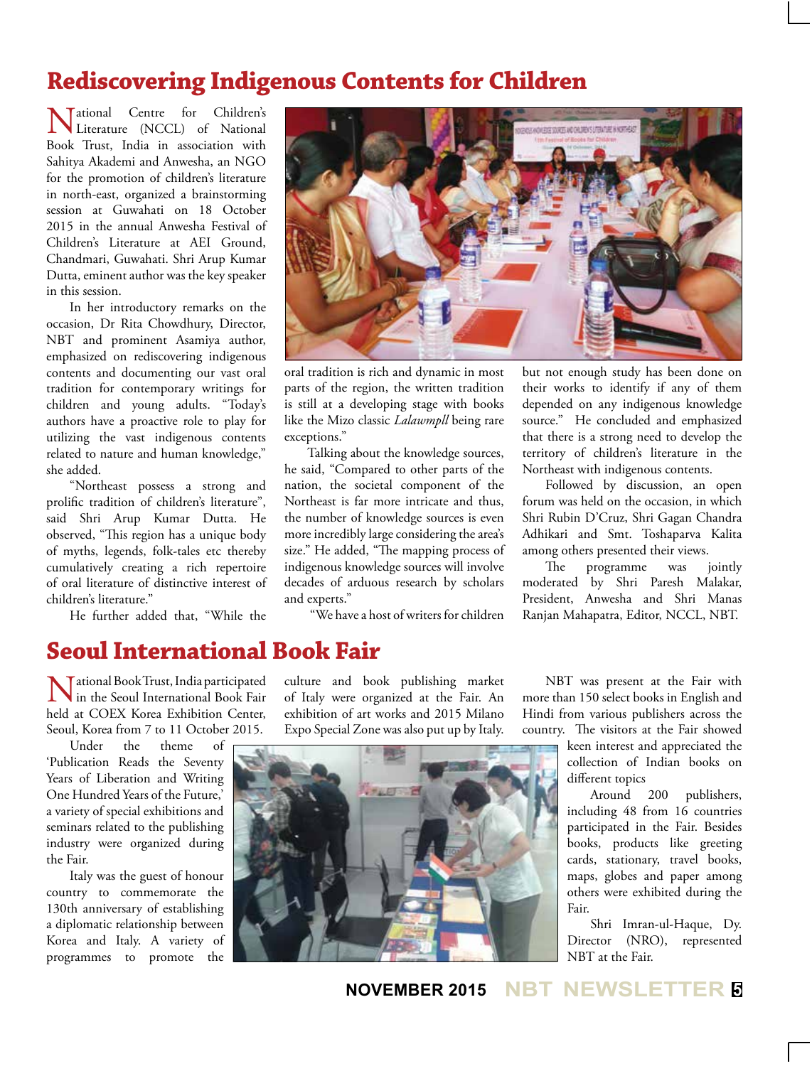## Rediscovering Indigenous Contents for Children

National Centre for Children's Literature (NCCL) of National Book Trust, India in association with Sahitya Akademi and Anwesha, an NGO for the promotion of children's literature in north-east, organized a brainstorming session at Guwahati on 18 October 2015 in the annual Anwesha Festival of Children's Literature at AEI Ground, Chandmari, Guwahati. Shri Arup Kumar Dutta, eminent author was the key speaker in this session.

In her introductory remarks on the occasion, Dr Rita Chowdhury, Director, NBT and prominent Asamiya author, emphasized on rediscovering indigenous contents and documenting our vast oral tradition for contemporary writings for children and young adults. "Today's authors have a proactive role to play for utilizing the vast indigenous contents related to nature and human knowledge," she added.

"Northeast possess a strong and prolific tradition of children's literature", said Shri Arup Kumar Dutta. He observed, "This region has a unique body of myths, legends, folk-tales etc thereby cumulatively creating a rich repertoire of oral literature of distinctive interest of children's literature."

He further added that, "While the oral tradition is rich and dynamic in most parts of the region, the written tradition is still at a developing stage with books like the Mizo classic *Lalawmpll* being rare exceptions."

Talking about the knowledge sources, he said, "Compared to other parts of the nation, the societal component of the Northeast is far more intricate and thus, the number of knowledge sources is even more incredibly large considering the area's size." He added, "The mapping process of indigenous knowledge sources will involve decades of arduous research by scholars and experts."

"We have a host of writers for children but not enough study has been done on their works to identify if any of them depended on any indigenous knowledge source." He concluded and emphasized that there is a strong need to develop the territory of children's literature in the Northeast with indigenous contents.

Followed by discussion, an open forum was held on the occasion, in which Shri Rubin D'Cruz, Shri Gagan Chandra Adhikari and Smt. Toshaparva Kalita among others presented their views.

The programme was jointly moderated by Shri Paresh Malakar, President, Anwesha and Shri Manas Ranjan Mahapatra, Editor, NCCL, NBT.

## Seoul International Book Fair

National Book Trust, India participated in the Seoul International Book Fair held at COEX Korea Exhibition Center, Seoul, Korea from 7 to 11 October 2015.

Under the theme of 'Publication Reads the Seventy Years of Liberation and Writing One Hundred Years of the Future,' a variety of special exhibitions and seminars related to the publishing industry were organized during the Fair.

Italy was the guest of honour country to commemorate the 130th anniversary of establishing a diplomatic relationship between Korea and Italy. A variety of programmes to promote the culture and book publishing market of Italy were organized at the Fair. An exhibition of art works and 2015 Milano Expo Special Zone was also put up by Italy.

NBT was present at the Fair with more than 150 select books in English and Hindi from various publishers across the country. The visitors at the Fair showed keen interest and appreciated the collection of Indian books on different topics

Around 200 publishers, including 48 from 16 countries participated in the Fair. Besides books, products like greeting cards, stationary, travel books, maps, globes and paper among others were exhibited during the Fair.

Shri Imran-ul-Haque, Dy. Director (NRO), represented NBT at the Fair.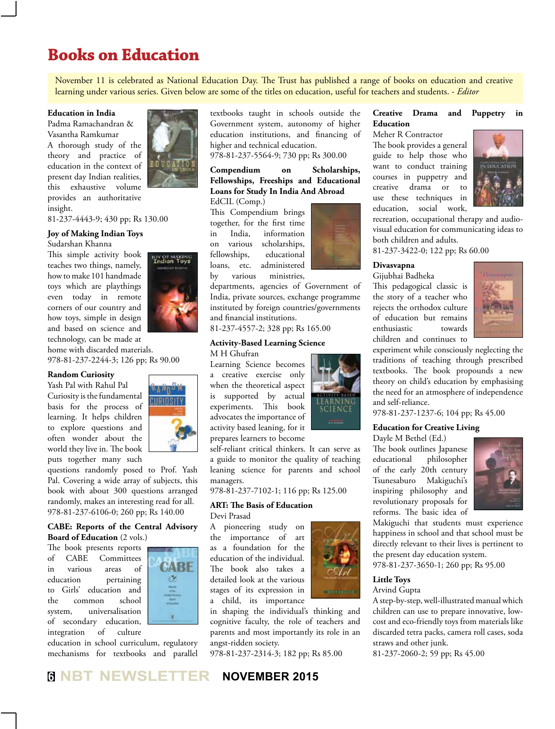# Books on Education

November 11 is celebrated as National Education Day. The Trust has published a range of books on education and creative learning under various series. Given below are some of the titles on education, useful for teachers and students. *- Editor*

**Education in India**
Padma Ramachandran & Vasantha Ramkumar
A thorough study of the theory and practice of education in the context of present day Indian realities, this exhaustive volume provides an authoritative insight.
81-237-4443-9; 430 pp; Rs 130.00

**Joy of Making Indian Toys**
Sudarshan Khanna
This simple activity book teaches two things, namely, how to make 101 handmade toys which are playthings even today in remote corners of our country and how toys, simple in design and based on science and technology, can be made at home with discarded materials.
978-81-237-2244-3; 126 pp; Rs 90.00

**Random Curiosity**
Yash Pal with Rahul Pal
Curiosity is the fundamental basis for the process of learning. It helps children to explore questions and often wonder about the world they live in. The book puts together many such questions randomly posed to Prof. Yash Pal. Covering a wide array of subjects, this book with about 300 questions arranged randomly, makes an interesting read for all.
978-81-237-6106-0; 260 pp; Rs 140.00

**CABE: Reports of the Central Advisory Board of Education** (2 vols.)
The book presents reports of CABE Committees in various areas of education pertaining to Girls' education and the common school system, universalisation of secondary education, integration of culture education in school curriculum, regulatory mechanisms for textbooks and parallel textbooks taught in schools outside the Government system, autonomy of higher education institutions, and financing of higher and technical education.
978-81-237-5564-9; 730 pp; Rs 300.00

**Compendium on Scholarships, Fellowships, Freeships and Educational Loans for Study In India And Abroad**
EdCIL (Comp.)
This Compendium brings together, for the first time in India, information on various scholarships, fellowships, educational loans, etc. administered by various ministries, departments, agencies of Government of India, private sources, exchange programme instituted by foreign countries/governments and financial institutions.
81-237-4557-2; 328 pp; Rs 165.00

**Activity-Based Learning Science**
M H Ghufran
Learning Science becomes a creative exercise only when the theoretical aspect is supported by actual experiments. This book advocates the importance of activity based leaning, for it prepares learners to become self-reliant critical thinkers. It can serve as a guide to monitor the quality of teaching leaning science for parents and school managers.
978-81-237-7102-1; 116 pp; Rs 125.00

**ART: The Basis of Education**
Devi Prasad
A pioneering study on the importance of art as a foundation for the education of the individual. The book also takes a detailed look at the various stages of its expression in a child, its importance in shaping the individual's thinking and cognitive faculty, the role of teachers and parents and most importantly its role in an angst-ridden society.
978-81-237-2314-3; 182 pp; Rs 85.00

**Creative Drama and Puppetry in Education**
Meher R Contractor
The book provides a general guide to help those who want to conduct training courses in puppetry and creative drama or to use these techniques in education, social work, recreation, occupational therapy and audio-visual education for communicating ideas to both children and adults.
81-237-3422-0; 122 pp; Rs 60.00

**Divasvapna**
Gijubhai Badheka
This pedagogical classic is the story of a teacher who rejects the orthodox culture of education but remains enthusiastic towards children and continues to experiment while consciously neglecting the traditions of teaching through prescribed textbooks. The book propounds a new theory on child's education by emphasising the need for an atmosphere of independence and self-reliance.
978-81-237-1237-6; 104 pp; Rs 45.00

**Education for Creative Living**
Dayle M Bethel (Ed.)
The book outlines Japanese educational philosopher of the early 20th century Tsunesaburo Makiguchi's inspiring philosophy and revolutionary proposals for reforms. The basic idea of Makiguchi that students must experience happiness in school and that school must be directly relevant to their lives is pertinent to the present day education system.
978-81-237-3650-1; 260 pp; Rs 95.00

**Little Toys**
Arvind Gupta
A step-by-step, well-illustrated manual which children can use to prepare innovative, low-cost and eco-friendly toys from materials like discarded tetra packs, camera roll cases, soda straws and other junk.
81-237-2060-2; 59 pp; Rs 45.00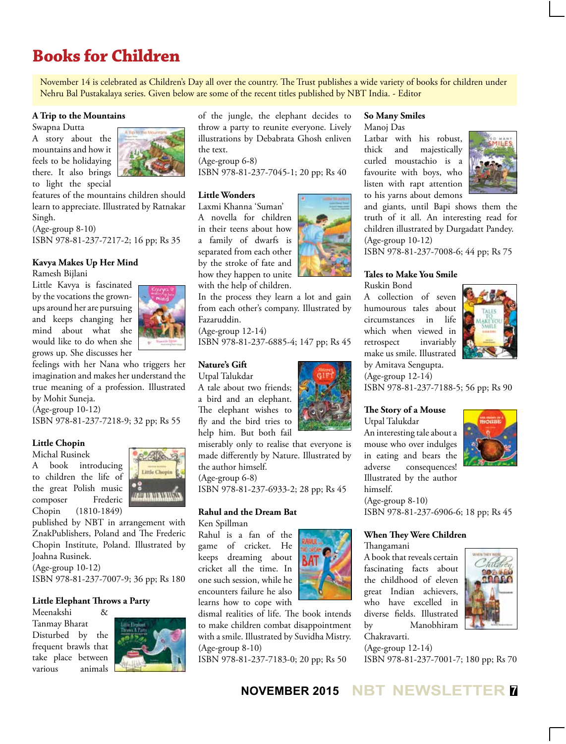# Books for Children

November 14 is celebrated as Children's Day all over the country. The Trust publishes a wide variety of books for children under Nehru Bal Pustakalaya series. Given below are some of the recent titles published by NBT India. - Editor

### A Trip to the Mountains

Swapna Dutta

A story about the mountains and how it feels to be holidaying there. It also brings to light the special features of the mountains children should learn to appreciate. Illustrated by Ratnakar Singh.

(Age-group 8-10)

ISBN 978-81-237-7217-2; 16 pp; Rs 35

### Kavya Makes Up Her Mind

Ramesh Bijlani

Little Kavya is fascinated by the vocations the grown-ups around her are pursuing and keeps changing her mind about what she would like to do when she grows up. She discusses her feelings with her Nana who triggers her imagination and makes her understand the true meaning of a profession. Illustrated by Mohit Suneja.

(Age-group 10-12)

ISBN 978-81-237-7218-9; 32 pp; Rs 55

### Little Chopin

Michal Rusinek

A book introducing to children the life of the great Polish music composer Frederic Chopin (1810-1849) published by NBT in arrangement with ZnakPublishers, Poland and The Frederic Chopin Institute, Poland. Illustrated by Joahna Rusinek.

(Age-group 10-12)

ISBN 978-81-237-7007-9; 36 pp; Rs 180

### Little Elephant Throws a Party

Meenakshi & Tanmay Bharat

Disturbed by the frequent brawls that take place between various animals of the jungle, the elephant decides to throw a party to reunite everyone. Lively illustrations by Debabrata Ghosh enliven the text.

(Age-group 6-8)

ISBN 978-81-237-7045-1; 20 pp; Rs 40

### Little Wonders

Laxmi Khanna 'Suman'

A novella for children in their teens about how a family of dwarfs is separated from each other by the stroke of fate and how they happen to unite with the help of children. In the process they learn a lot and gain from each other's company. Illustrated by Fazaruddin.

(Age-group 12-14)

ISBN 978-81-237-6885-4; 147 pp; Rs 45

### Nature's Gift

Utpal Talukdar

A tale about two friends; a bird and an elephant. The elephant wishes to fly and the bird tries to help him. But both fail miserably only to realise that everyone is made differently by Nature. Illustrated by the author himself.

(Age-group 6-8)

ISBN 978-81-237-6933-2; 28 pp; Rs 45

### Rahul and the Dream Bat

Ken Spillman

Rahul is a fan of the game of cricket. He keeps dreaming about cricket all the time. In one such session, while he encounters failure he also learns how to cope with dismal realities of life. The book intends to make children combat disappointment with a smile. Illustrated by Suvidha Mistry.

(Age-group 8-10)

ISBN 978-81-237-7183-0; 20 pp; Rs 50

### So Many Smiles

Manoj Das

Latbar with his robust, thick and majestically curled moustachio is a favourite with boys, who listen with rapt attention to his yarns about demons and giants, until Bapi shows them the truth of it all. An interesting read for children illustrated by Durgadatt Pandey.

(Age-group 10-12)

ISBN 978-81-237-7008-6; 44 pp; Rs 75

### Tales to Make You Smile

Ruskin Bond

A collection of seven humourous tales about circumstances in life which when viewed in retrospect invariably make us smile. Illustrated by Amitava Sengupta.

(Age-group 12-14)

ISBN 978-81-237-7188-5; 56 pp; Rs 90

### The Story of a Mouse

Utpal Talukdar

An interesting tale about a mouse who over indulges in eating and bears the adverse consequences! Illustrated by the author himself.

(Age-group 8-10)

ISBN 978-81-237-6906-6; 18 pp; Rs 45

### When They Were Children

Thangamani

A book that reveals certain fascinating facts about the childhood of eleven great Indian achievers, who have excelled in diverse fields. Illustrated by Manobhiram Chakravarti.

(Age-group 12-14)

ISBN 978-81-237-7001-7; 180 pp; Rs 70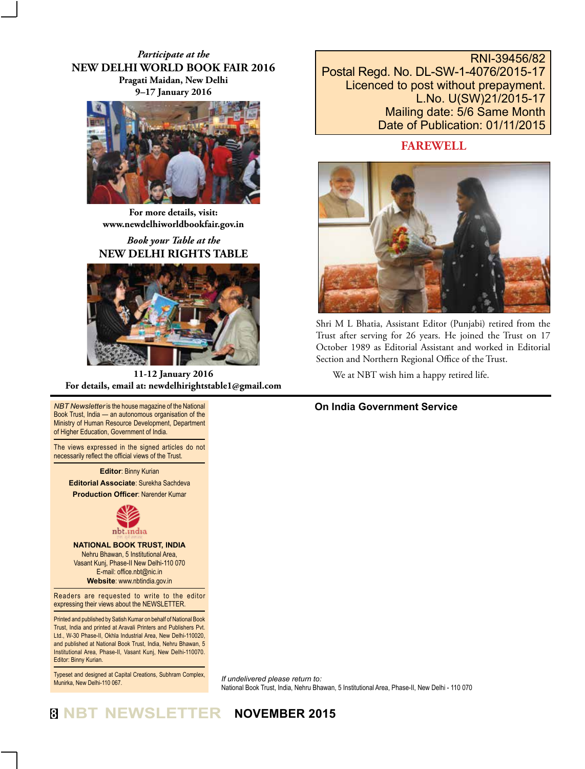*Participate at the*

## NEW DELHI WORLD BOOK FAIR 2016

**Pragati Maidan, New Delhi**
**9–17 January 2016**

**For more details, visit:**
**www.newdelhiworldbookfair.gov.in**

*Book your Table at the*

## NEW DELHI RIGHTS TABLE

**11-12 January 2016**
**For details, email at: newdelhirightstable1@gmail.com**

RNI-39456/82
Postal Regd. No. DL-SW-1-4076/2015-17
Licenced to post without prepayment.
L.No. U(SW)21/2015-17
Mailing date: 5/6 Same Month
Date of Publication: 01/11/2015

## FAREWELL

Shri M L Bhatia, Assistant Editor (Punjabi) retired from the Trust after serving for 26 years. He joined the Trust on 17 October 1989 as Editorial Assistant and worked in Editorial Section and Northern Regional Office of the Trust.

We at NBT wish him a happy retired life.

*NBT Newsletter* is the house magazine of the National Book Trust, India — an autonomous organisation of the Ministry of Human Resource Development, Department of Higher Education, Government of India.

The views expressed in the signed articles do not necessarily reflect the official views of the Trust.

**Editor**: Binny Kurian
**Editorial Associate**: Surekha Sachdeva
**Production Officer**: Narender Kumar

nbt.india

**NATIONAL BOOK TRUST, INDIA**
Nehru Bhawan, 5 Institutional Area,
Vasant Kunj, Phase-II New Delhi-110 070
E-mail: office.nbt@nic.in
**Website**: www.nbtindia.gov.in

Readers are requested to write to the editor expressing their views about the NEWSLETTER.

Printed and published by Satish Kumar on behalf of National Book Trust, India and printed at Aravali Printers and Publishers Pvt. Ltd., W-30 Phase-II, Okhla Industrial Area, New Delhi-110020, and published at National Book Trust, India, Nehru Bhawan, 5 Institutional Area, Phase-II, Vasant Kunj, New Delhi-110070. Editor: Binny Kurian.

Typeset and designed at Capital Creations, Subhram Complex, Munirka, New Delhi-110 067.

**On India Government Service**

*If undelivered please return to:*
National Book Trust, India, Nehru Bhawan, 5 Institutional Area, Phase-II, New Delhi - 110 070